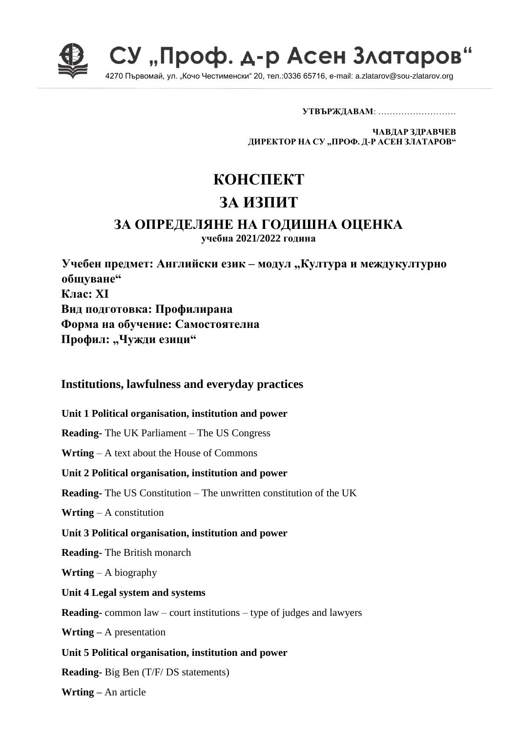# СУ „Проф. д-р Асен Златаров“

4270 Първомай, ул. „Кочо Честименски“ 20, тел.:0336 65716, e-mail: a.zlatarov@sou-zlatarov.org

**УТВЪРЖДАВАМ**: ………………………

**ЧАВДАР ЗДРАВЧЕВ**
**ДИРЕКТОР НА СУ „ПРОФ. Д-Р АСЕН ЗЛАТАРОВ“**

# КОНСПЕКТ

# ЗА ИЗПИТ

## ЗА ОПРЕДЕЛЯНЕ НА ГОДИШНА ОЦЕНКА

**учебна 2021/2022 година**

**Учебен предмет: Английски език – модул „Култура и междукултурно общуване“**
**Клас: XI**
**Вид подготовка: Профилирана**
**Форма на обучение: Самостоятелна**
**Профил: „Чужди езици“**

### Institutions, lawfulness and everyday practices

**Unit 1 Political organisation, institution and power**

**Reading-** The UK Parliament – The US Congress

**Wrting** – A text about the House of Commons

**Unit 2 Political organisation, institution and power**

**Reading-** The US Constitution – The unwritten constitution of the UK

**Wrting** – A constitution

**Unit 3 Political organisation, institution and power**

**Reading-** The British monarch

**Wrting** – A biography

**Unit 4 Legal system and systems**

**Reading-** common law – court institutions – type of judges and lawyers

**Wrting –** A presentation

**Unit 5 Political organisation, institution and power**

**Reading-** Big Ben (T/F/ DS statements)

**Wrting –** An article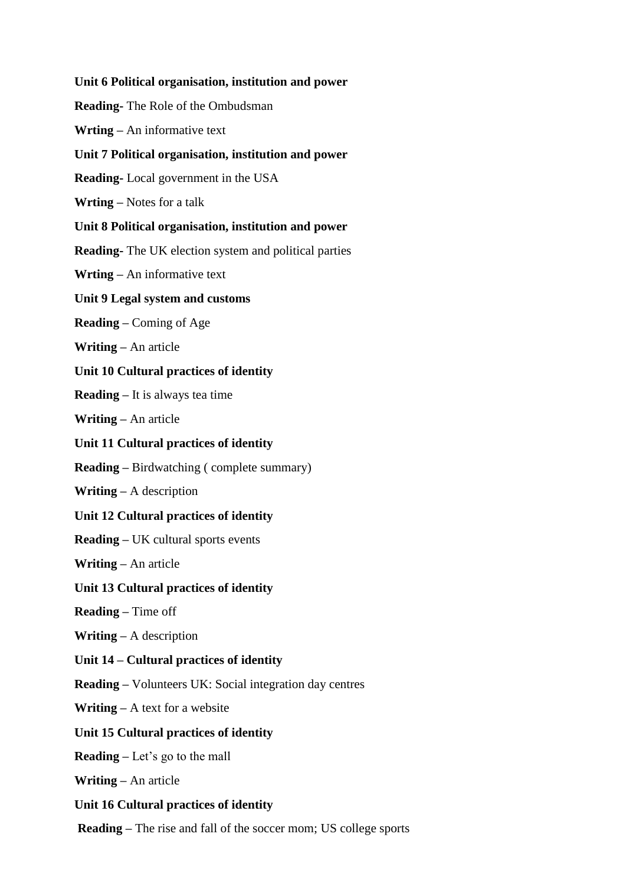**Unit 6 Political organisation, institution and power**

**Reading-** The Role of the Ombudsman

**Wrting –** An informative text

**Unit 7 Political organisation, institution and power**

**Reading-** Local government in the USA

**Wrting –** Notes for a talk

**Unit 8 Political organisation, institution and power**

**Reading-** The UK election system and political parties

**Wrting –** An informative text

**Unit 9 Legal system and customs**

**Reading –** Coming of Age

**Writing –** An article

**Unit 10 Cultural practices of identity**

**Reading –** It is always tea time

**Writing –** An article

**Unit 11 Cultural practices of identity**

**Reading –** Birdwatching ( complete summary)

**Writing –** A description

**Unit 12 Cultural practices of identity**

**Reading –** UK cultural sports events

**Writing –** An article

**Unit 13 Cultural practices of identity**

**Reading –** Time off

**Writing –** A description

**Unit 14 – Cultural practices of identity**

**Reading –** Volunteers UK: Social integration day centres

**Writing –** A text for a website

**Unit 15 Cultural practices of identity**

**Reading –** Let's go to the mall

**Writing –** An article

**Unit 16 Cultural practices of identity**

**Reading –** The rise and fall of the soccer mom; US college sports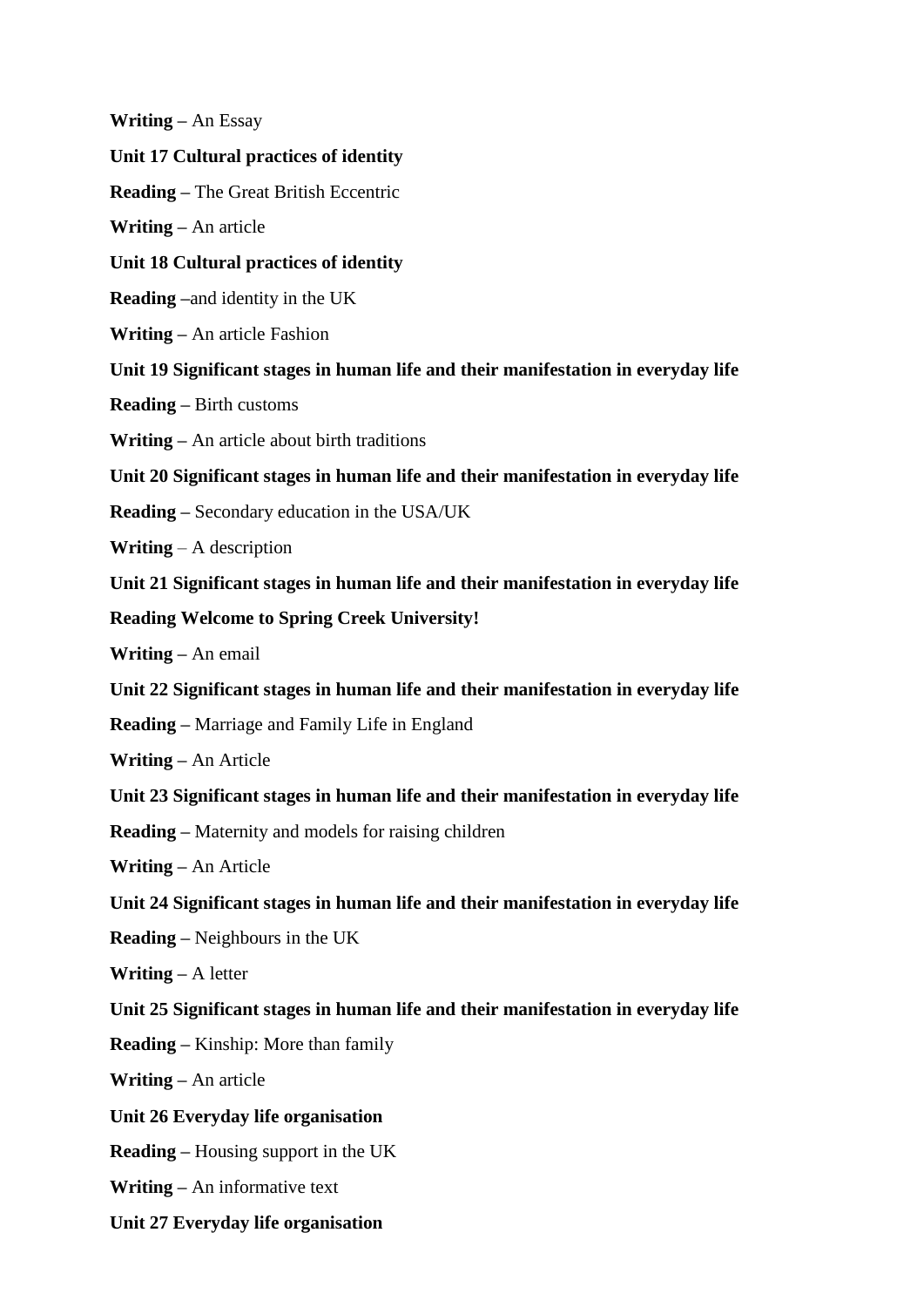**Writing –** An Essay

**Unit 17 Cultural practices of identity**

**Reading –** The Great British Eccentric

**Writing –** An article

**Unit 18 Cultural practices of identity**

**Reading –**and identity in the UK

**Writing –** An article Fashion

**Unit 19 Significant stages in human life and their manifestation in everyday life**

**Reading –** Birth customs

**Writing –** An article about birth traditions

**Unit 20 Significant stages in human life and their manifestation in everyday life**

**Reading –** Secondary education in the USA/UK

**Writing** – A description

**Unit 21 Significant stages in human life and their manifestation in everyday life**

**Reading Welcome to Spring Creek University!**

**Writing –** An email

**Unit 22 Significant stages in human life and their manifestation in everyday life**

**Reading –** Marriage and Family Life in England

**Writing –** An Article

**Unit 23 Significant stages in human life and their manifestation in everyday life**

**Reading –** Maternity and models for raising children

**Writing –** An Article

**Unit 24 Significant stages in human life and their manifestation in everyday life**

**Reading –** Neighbours in the UK

**Writing –** A letter

**Unit 25 Significant stages in human life and their manifestation in everyday life**

**Reading –** Kinship: More than family

**Writing –** An article

**Unit 26 Everyday life organisation**

**Reading –** Housing support in the UK

**Writing –** An informative text

**Unit 27 Everyday life organisation**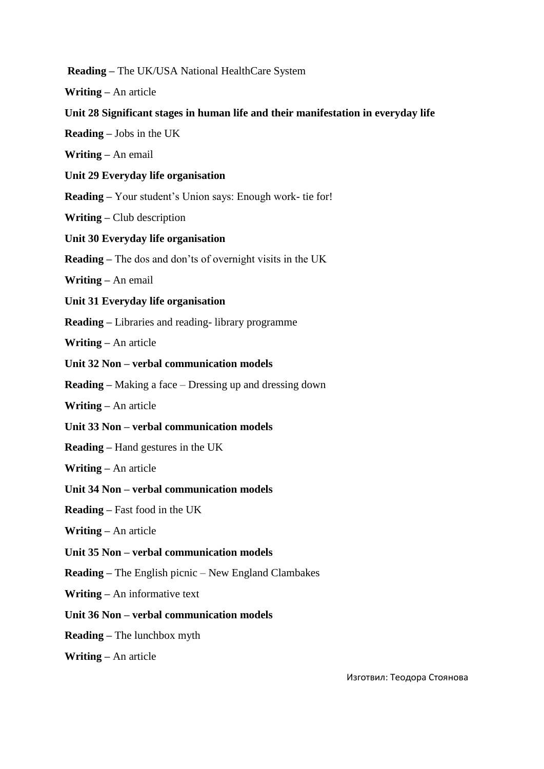**Reading –** The UK/USA National HealthCare System

**Writing –** An article

**Unit 28 Significant stages in human life and their manifestation in everyday life**

**Reading –** Jobs in the UK

**Writing –** An email

**Unit 29 Everyday life organisation**

**Reading –** Your student's Union says: Enough work- tie for!

**Writing –** Club description

**Unit 30 Everyday life organisation**

**Reading –** The dos and don'ts of overnight visits in the UK

**Writing –** An email

**Unit 31 Everyday life organisation**

**Reading –** Libraries and reading- library programme

**Writing –** An article

**Unit 32 Non – verbal communication models**

**Reading –** Making a face – Dressing up and dressing down

**Writing –** An article

**Unit 33 Non – verbal communication models**

**Reading –** Hand gestures in the UK

**Writing –** An article

**Unit 34 Non – verbal communication models**

**Reading –** Fast food in the UK

**Writing –** An article

**Unit 35 Non – verbal communication models**

**Reading –** The English picnic – New England Clambakes

**Writing –** An informative text

**Unit 36 Non – verbal communication models**

**Reading –** The lunchbox myth

**Writing –** An article

Изготвил: Теодора Стоянова